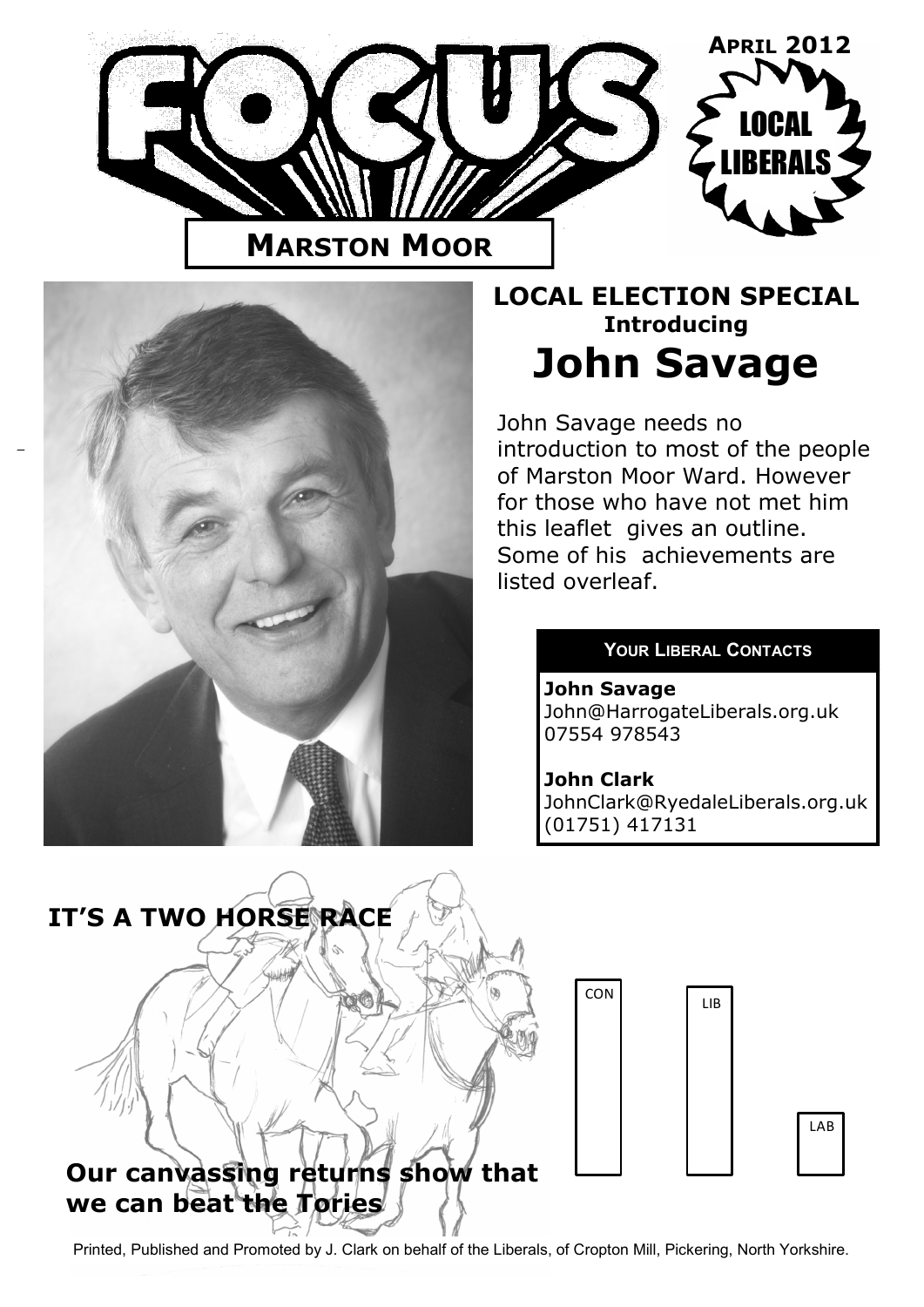# FOCUS

**APRIL 2012**

LOCAL LIBERALS

## MARSTON MOOR

## LOCAL ELECTION SPECIAL

### Introducing

# John Savage

John Savage needs no introduction to most of the people of Marston Moor Ward. However for those who have not met him this leaflet gives an outline. Some of his achievements are listed overleaf.

**YOUR LIBERAL CONTACTS**

**John Savage**
John@HarrogateLiberals.org.uk
07554 978543

**John Clark**
JohnClark@RyedaleLiberals.org.uk
(01751) 417131

## IT'S A TWO HORSE RACE

CON

LIB

LAB

**Our canvassing returns show that we can beat the Tories**

Printed, Published and Promoted by J. Clark on behalf of the Liberals, of Cropton Mill, Pickering, North Yorkshire.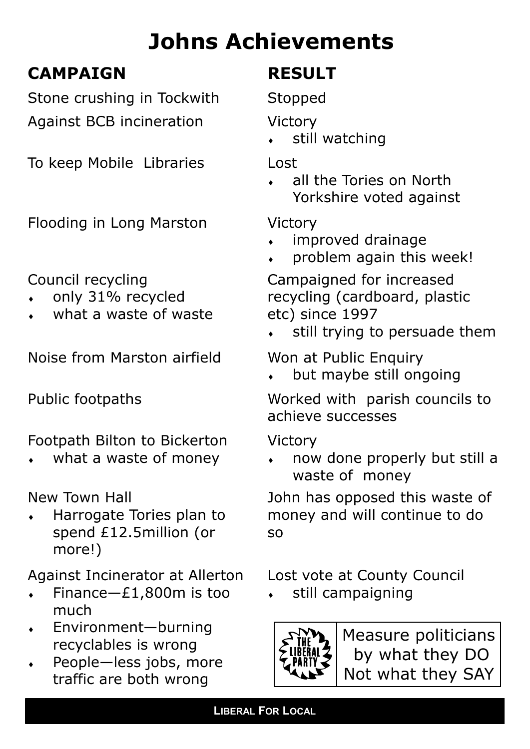# Johns Achievements

| CAMPAIGN | RESULT |
| --- | --- |
| Stone crushing in Tockwith | Stopped |
| Against BCB incineration | Victory<br>• still watching |
| To keep Mobile Libraries | Lost<br>• all the Tories on North Yorkshire voted against |
| Flooding in Long Marston | Victory<br>• improved drainage<br>• problem again this week! |
| Council recycling<br>• only 31% recycled<br>• what a waste of waste | Campaigned for increased recycling (cardboard, plastic etc) since 1997<br>• still trying to persuade them |
| Noise from Marston airfield | Won at Public Enquiry<br>• but maybe still ongoing |
| Public footpaths | Worked with parish councils to achieve successes |
| Footpath Bilton to Bickerton<br>• what a waste of money | Victory<br>• now done properly but still a waste of money |
| New Town Hall<br>• Harrogate Tories plan to spend £12.5million (or more!) | John has opposed this waste of money and will continue to do so |
| Against Incinerator at Allerton<br>• Finance—£1,800m is too much<br>• Environment—burning recyclables is wrong<br>• People—less jobs, more traffic are both wrong | Lost vote at County Council<br>• still campaigning |

THE LIBERAL PARTY

Measure politicians by what they DO Not what they SAY

**LIBERAL FOR LOCAL**